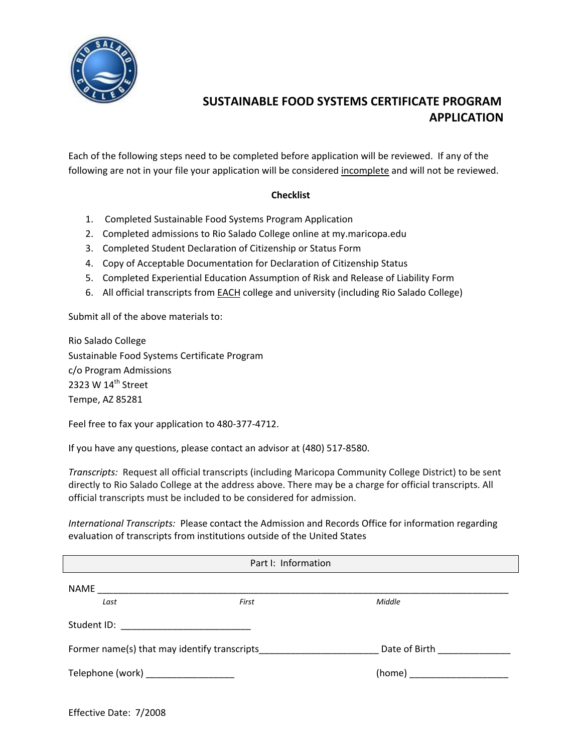# SUSTAINABLE FOOD SYSTEMS CERTIFICATE PROGRAM APPLICATION

Each of the following steps need to be completed before application will be reviewed. If any of the following are not in your file your application will be considered incomplete and will not be reviewed.

**Checklist**

1. Completed Sustainable Food Systems Program Application
2. Completed admissions to Rio Salado College online at my.maricopa.edu
3. Completed Student Declaration of Citizenship or Status Form
4. Copy of Acceptable Documentation for Declaration of Citizenship Status
5. Completed Experiential Education Assumption of Risk and Release of Liability Form
6. All official transcripts from EACH college and university (including Rio Salado College)

Submit all of the above materials to:

Rio Salado College
Sustainable Food Systems Certificate Program
c/o Program Admissions
2323 W 14th Street
Tempe, AZ 85281

Feel free to fax your application to 480-377-4712.

If you have any questions, please contact an advisor at (480) 517-8580.

*Transcripts:* Request all official transcripts (including Maricopa Community College District) to be sent directly to Rio Salado College at the address above. There may be a charge for official transcripts. All official transcripts must be included to be considered for admission.

*International Transcripts:* Please contact the Admission and Records Office for information regarding evaluation of transcripts from institutions outside of the United States

## Part I: Information

NAME ______________________________________________________________
*Last* *First* *Middle*

Student ID: ________________________

Former name(s) that may identify transcripts______________________ Date of Birth ______________

Telephone (work) ________________ (home) __________________

Effective Date: 7/2008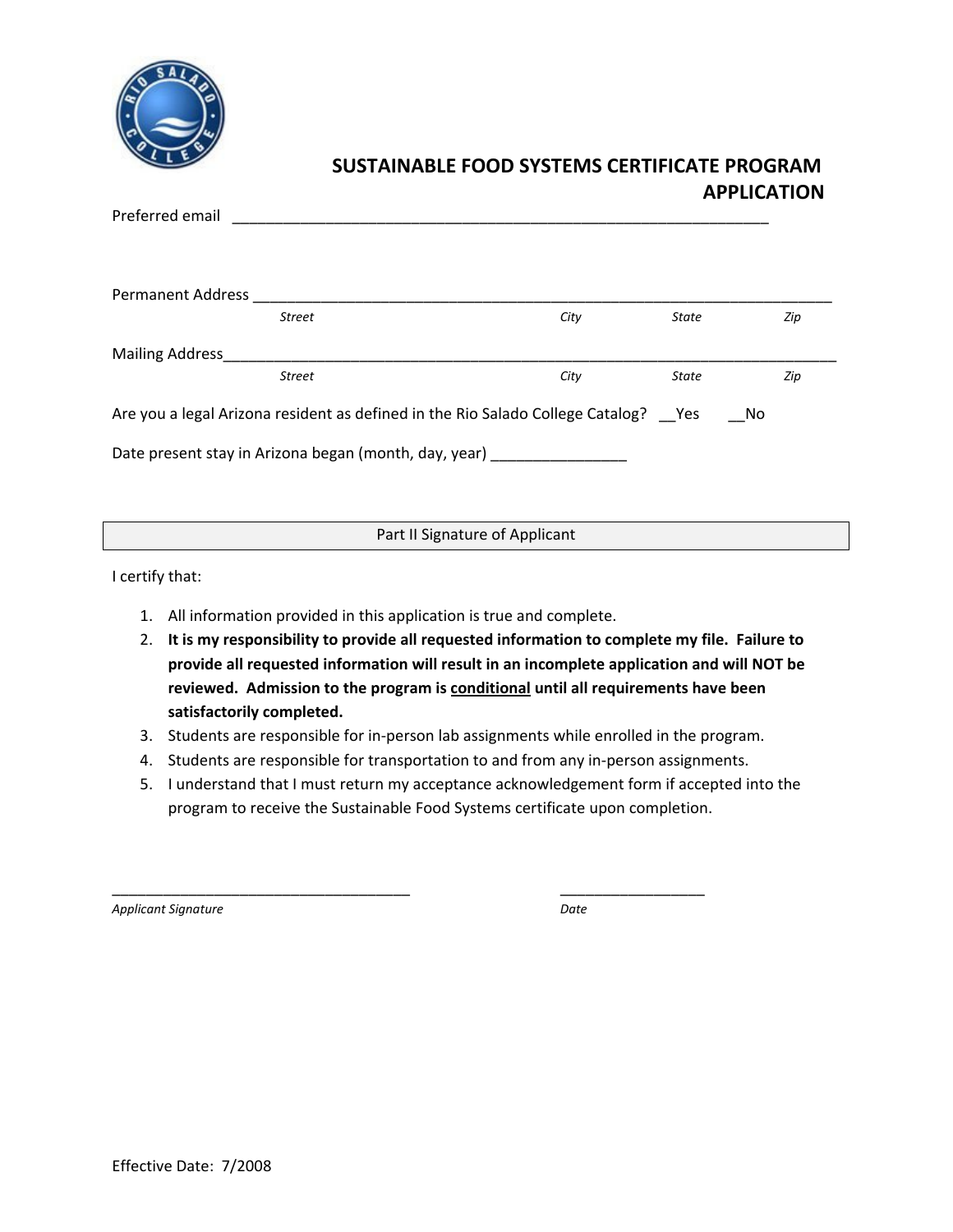# SUSTAINABLE FOOD SYSTEMS CERTIFICATE PROGRAM APPLICATION

Preferred email ______________________________________________________________

Permanent Address _____________________________________________________________________
*Street* *City* *State* *Zip*

Mailing Address________________________________________________________________________
*Street* *City* *State* *Zip*

Are you a legal Arizona resident as defined in the Rio Salado College Catalog? __Yes __No

Date present stay in Arizona began (month, day, year) _______________

| Part II Signature of Applicant |
|---|

I certify that:

1. All information provided in this application is true and complete.
2. **It is my responsibility to provide all requested information to complete my file. Failure to provide all requested information will result in an incomplete application and will NOT be reviewed. Admission to the program is conditional until all requirements have been satisfactorily completed.**
3. Students are responsible for in-person lab assignments while enrolled in the program.
4. Students are responsible for transportation to and from any in-person assignments.
5. I understand that I must return my acceptance acknowledgement form if accepted into the program to receive the Sustainable Food Systems certificate upon completion.

__________________________________ ________________
*Applicant Signature* *Date*

Effective Date: 7/2008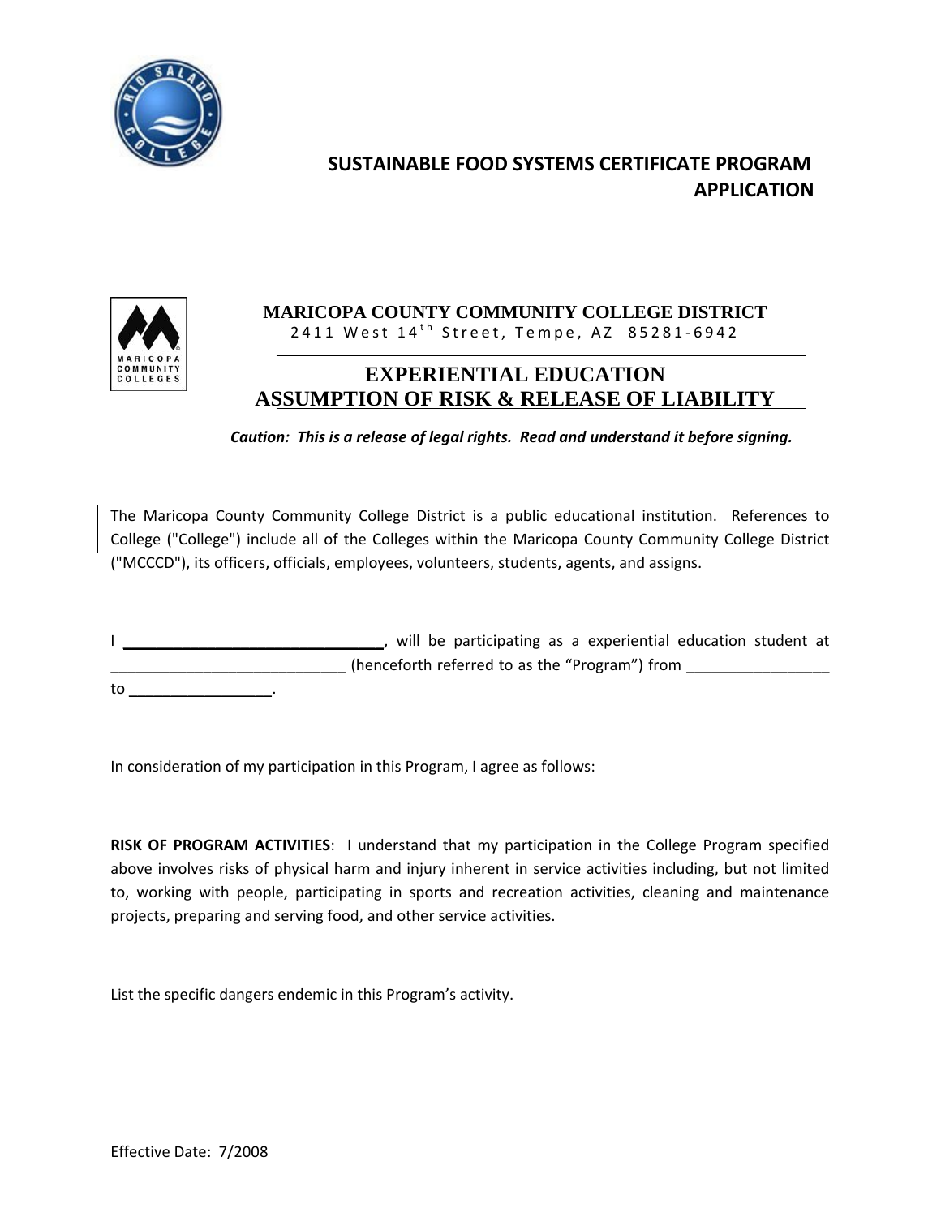# SUSTAINABLE FOOD SYSTEMS CERTIFICATE PROGRAM APPLICATION

**MARICOPA COUNTY COMMUNITY COLLEGE DISTRICT**
2411 West 14th Street, Tempe, AZ 85281-6942

## EXPERIENTIAL EDUCATION ASSUMPTION OF RISK & RELEASE OF LIABILITY

***Caution: This is a release of legal rights. Read and understand it before signing.***

The Maricopa County Community College District is a public educational institution. References to College ("College") include all of the Colleges within the Maricopa County Community College District ("MCCCD"), its officers, officials, employees, volunteers, students, agents, and assigns.

I ______________________________, will be participating as a experiential education student at ___________________________ (henceforth referred to as the "Program") from ________________ to ________________.

In consideration of my participation in this Program, I agree as follows:

**RISK OF PROGRAM ACTIVITIES**: I understand that my participation in the College Program specified above involves risks of physical harm and injury inherent in service activities including, but not limited to, working with people, participating in sports and recreation activities, cleaning and maintenance projects, preparing and serving food, and other service activities.

List the specific dangers endemic in this Program's activity.

Effective Date: 7/2008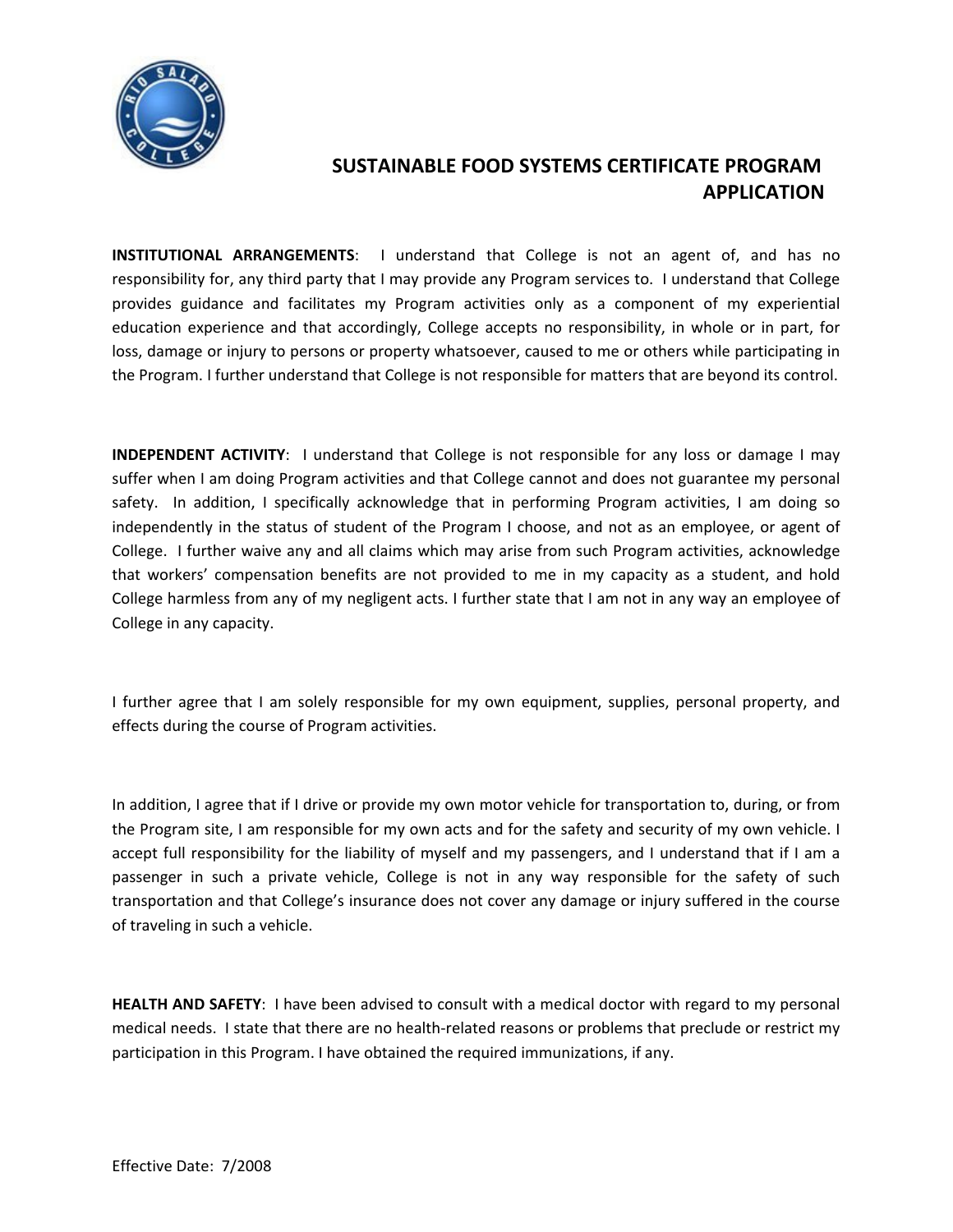# SUSTAINABLE FOOD SYSTEMS CERTIFICATE PROGRAM APPLICATION

**INSTITUTIONAL ARRANGEMENTS**: I understand that College is not an agent of, and has no responsibility for, any third party that I may provide any Program services to. I understand that College provides guidance and facilitates my Program activities only as a component of my experiential education experience and that accordingly, College accepts no responsibility, in whole or in part, for loss, damage or injury to persons or property whatsoever, caused to me or others while participating in the Program. I further understand that College is not responsible for matters that are beyond its control.

**INDEPENDENT ACTIVITY**: I understand that College is not responsible for any loss or damage I may suffer when I am doing Program activities and that College cannot and does not guarantee my personal safety. In addition, I specifically acknowledge that in performing Program activities, I am doing so independently in the status of student of the Program I choose, and not as an employee, or agent of College. I further waive any and all claims which may arise from such Program activities, acknowledge that workers' compensation benefits are not provided to me in my capacity as a student, and hold College harmless from any of my negligent acts. I further state that I am not in any way an employee of College in any capacity.

I further agree that I am solely responsible for my own equipment, supplies, personal property, and effects during the course of Program activities.

In addition, I agree that if I drive or provide my own motor vehicle for transportation to, during, or from the Program site, I am responsible for my own acts and for the safety and security of my own vehicle. I accept full responsibility for the liability of myself and my passengers, and I understand that if I am a passenger in such a private vehicle, College is not in any way responsible for the safety of such transportation and that College's insurance does not cover any damage or injury suffered in the course of traveling in such a vehicle.

**HEALTH AND SAFETY**: I have been advised to consult with a medical doctor with regard to my personal medical needs. I state that there are no health-related reasons or problems that preclude or restrict my participation in this Program. I have obtained the required immunizations, if any.

Effective Date: 7/2008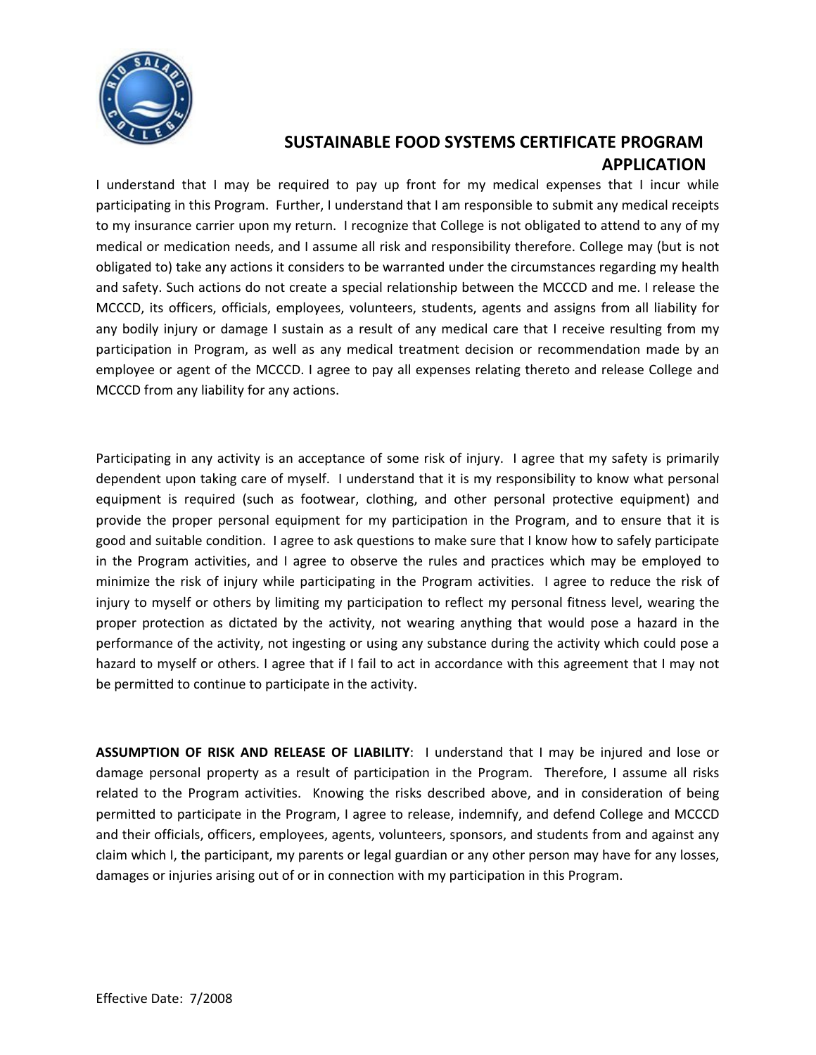# SUSTAINABLE FOOD SYSTEMS CERTIFICATE PROGRAM APPLICATION

I understand that I may be required to pay up front for my medical expenses that I incur while participating in this Program. Further, I understand that I am responsible to submit any medical receipts to my insurance carrier upon my return. I recognize that College is not obligated to attend to any of my medical or medication needs, and I assume all risk and responsibility therefore. College may (but is not obligated to) take any actions it considers to be warranted under the circumstances regarding my health and safety. Such actions do not create a special relationship between the MCCCD and me. I release the MCCCD, its officers, officials, employees, volunteers, students, agents and assigns from all liability for any bodily injury or damage I sustain as a result of any medical care that I receive resulting from my participation in Program, as well as any medical treatment decision or recommendation made by an employee or agent of the MCCCD. I agree to pay all expenses relating thereto and release College and MCCCD from any liability for any actions.

Participating in any activity is an acceptance of some risk of injury. I agree that my safety is primarily dependent upon taking care of myself. I understand that it is my responsibility to know what personal equipment is required (such as footwear, clothing, and other personal protective equipment) and provide the proper personal equipment for my participation in the Program, and to ensure that it is good and suitable condition. I agree to ask questions to make sure that I know how to safely participate in the Program activities, and I agree to observe the rules and practices which may be employed to minimize the risk of injury while participating in the Program activities. I agree to reduce the risk of injury to myself or others by limiting my participation to reflect my personal fitness level, wearing the proper protection as dictated by the activity, not wearing anything that would pose a hazard in the performance of the activity, not ingesting or using any substance during the activity which could pose a hazard to myself or others. I agree that if I fail to act in accordance with this agreement that I may not be permitted to continue to participate in the activity.

**ASSUMPTION OF RISK AND RELEASE OF LIABILITY**: I understand that I may be injured and lose or damage personal property as a result of participation in the Program. Therefore, I assume all risks related to the Program activities. Knowing the risks described above, and in consideration of being permitted to participate in the Program, I agree to release, indemnify, and defend College and MCCCD and their officials, officers, employees, agents, volunteers, sponsors, and students from and against any claim which I, the participant, my parents or legal guardian or any other person may have for any losses, damages or injuries arising out of or in connection with my participation in this Program.

Effective Date: 7/2008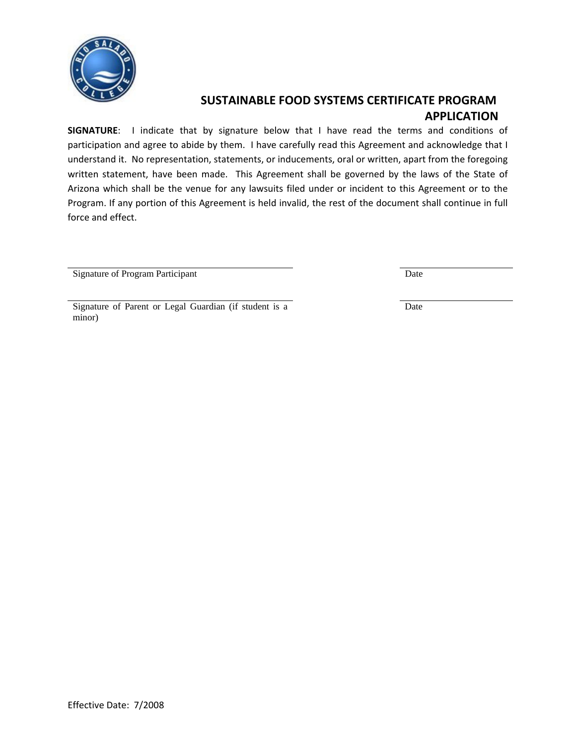## SUSTAINABLE FOOD SYSTEMS CERTIFICATE PROGRAM APPLICATION

**SIGNATURE**: I indicate that by signature below that I have read the terms and conditions of participation and agree to abide by them. I have carefully read this Agreement and acknowledge that I understand it. No representation, statements, or inducements, oral or written, apart from the foregoing written statement, have been made. This Agreement shall be governed by the laws of the State of Arizona which shall be the venue for any lawsuits filed under or incident to this Agreement or to the Program. If any portion of this Agreement is held invalid, the rest of the document shall continue in full force and effect.

| | |
|---|---|
| ______________________________ | ______________ |
| Signature of Program Participant | Date |
| ______________________________ | ______________ |
| Signature of Parent or Legal Guardian (if student is a minor) | Date |

Effective Date: 7/2008